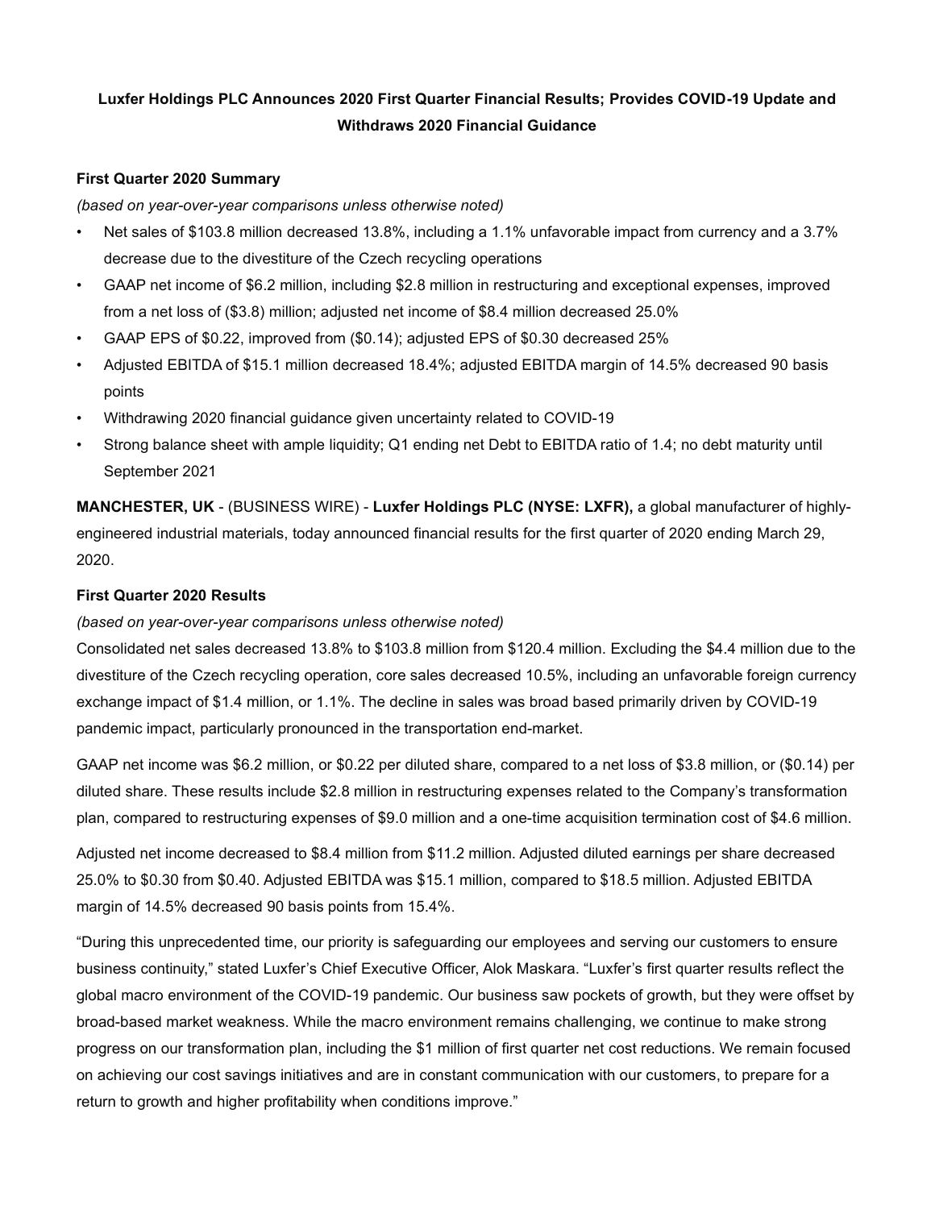# Luxfer Holdings PLC Announces 2020 First Quarter Financial Results; Provides COVID-19 Update and Withdraws 2020 Financial Guidance

### First Quarter 2020 Summary

*(based on year-over-year comparisons unless otherwise noted)*

- Net sales of $103.8 million decreased 13.8%, including a 1.1% unfavorable impact from currency and a 3.7% decrease due to the divestiture of the Czech recycling operations
- GAAP net income of $6.2 million, including $2.8 million in restructuring and exceptional expenses, improved from a net loss of ($3.8) million; adjusted net income of $8.4 million decreased 25.0%
- GAAP EPS of $0.22, improved from ($0.14); adjusted EPS of $0.30 decreased 25%
- Adjusted EBITDA of $15.1 million decreased 18.4%; adjusted EBITDA margin of 14.5% decreased 90 basis points
- Withdrawing 2020 financial guidance given uncertainty related to COVID-19
- Strong balance sheet with ample liquidity; Q1 ending net Debt to EBITDA ratio of 1.4; no debt maturity until September 2021

**MANCHESTER, UK** - (BUSINESS WIRE) - **Luxfer Holdings PLC (NYSE: LXFR),** a global manufacturer of highly-engineered industrial materials, today announced financial results for the first quarter of 2020 ending March 29, 2020.

### First Quarter 2020 Results

*(based on year-over-year comparisons unless otherwise noted)*

Consolidated net sales decreased 13.8% to $103.8 million from $120.4 million. Excluding the $4.4 million due to the divestiture of the Czech recycling operation, core sales decreased 10.5%, including an unfavorable foreign currency exchange impact of $1.4 million, or 1.1%. The decline in sales was broad based primarily driven by COVID-19 pandemic impact, particularly pronounced in the transportation end-market.

GAAP net income was $6.2 million, or $0.22 per diluted share, compared to a net loss of $3.8 million, or ($0.14) per diluted share. These results include $2.8 million in restructuring expenses related to the Company's transformation plan, compared to restructuring expenses of $9.0 million and a one-time acquisition termination cost of $4.6 million.

Adjusted net income decreased to $8.4 million from $11.2 million. Adjusted diluted earnings per share decreased 25.0% to $0.30 from $0.40. Adjusted EBITDA was $15.1 million, compared to $18.5 million. Adjusted EBITDA margin of 14.5% decreased 90 basis points from 15.4%.

"During this unprecedented time, our priority is safeguarding our employees and serving our customers to ensure business continuity," stated Luxfer's Chief Executive Officer, Alok Maskara. "Luxfer's first quarter results reflect the global macro environment of the COVID-19 pandemic. Our business saw pockets of growth, but they were offset by broad-based market weakness. While the macro environment remains challenging, we continue to make strong progress on our transformation plan, including the $1 million of first quarter net cost reductions. We remain focused on achieving our cost savings initiatives and are in constant communication with our customers, to prepare for a return to growth and higher profitability when conditions improve."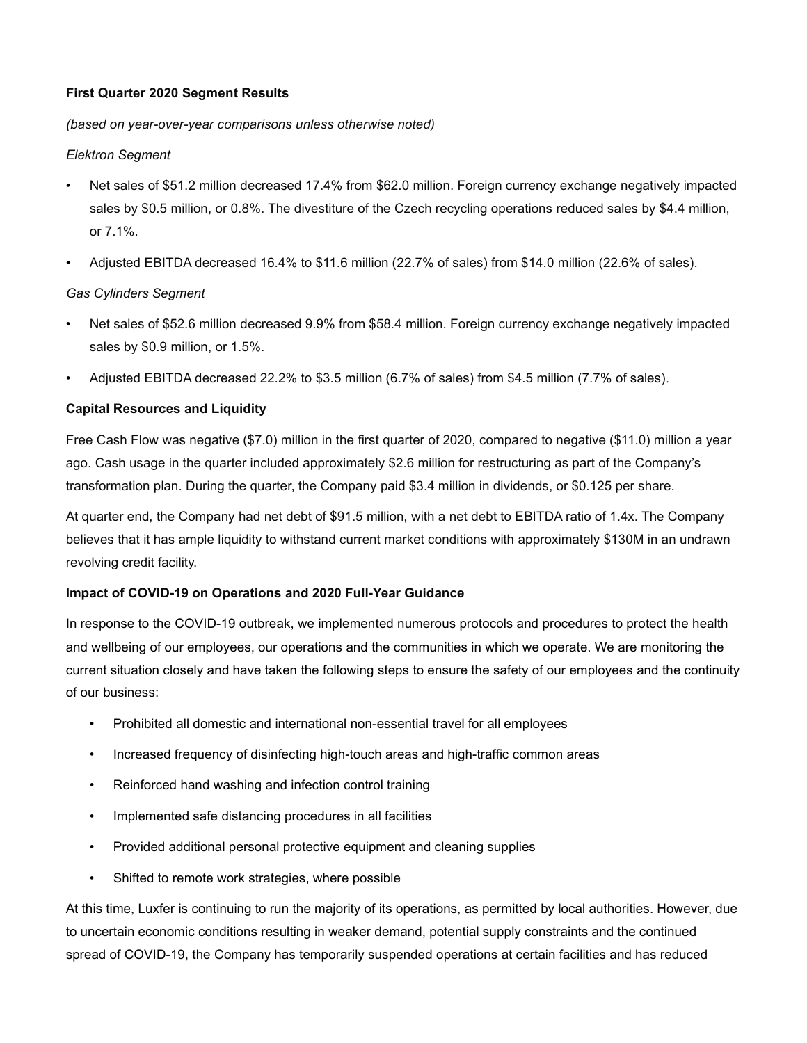**First Quarter 2020 Segment Results**

*(based on year-over-year comparisons unless otherwise noted)*

*Elektron Segment*

- Net sales of $51.2 million decreased 17.4% from $62.0 million. Foreign currency exchange negatively impacted sales by $0.5 million, or 0.8%. The divestiture of the Czech recycling operations reduced sales by $4.4 million, or 7.1%.
- Adjusted EBITDA decreased 16.4% to $11.6 million (22.7% of sales) from $14.0 million (22.6% of sales).

*Gas Cylinders Segment*

- Net sales of $52.6 million decreased 9.9% from $58.4 million. Foreign currency exchange negatively impacted sales by $0.9 million, or 1.5%.
- Adjusted EBITDA decreased 22.2% to $3.5 million (6.7% of sales) from $4.5 million (7.7% of sales).

**Capital Resources and Liquidity**

Free Cash Flow was negative ($7.0) million in the first quarter of 2020, compared to negative ($11.0) million a year ago. Cash usage in the quarter included approximately $2.6 million for restructuring as part of the Company's transformation plan. During the quarter, the Company paid $3.4 million in dividends, or $0.125 per share.

At quarter end, the Company had net debt of $91.5 million, with a net debt to EBITDA ratio of 1.4x. The Company believes that it has ample liquidity to withstand current market conditions with approximately $130M in an undrawn revolving credit facility.

**Impact of COVID-19 on Operations and 2020 Full-Year Guidance**

In response to the COVID-19 outbreak, we implemented numerous protocols and procedures to protect the health and wellbeing of our employees, our operations and the communities in which we operate. We are monitoring the current situation closely and have taken the following steps to ensure the safety of our employees and the continuity of our business:

- Prohibited all domestic and international non-essential travel for all employees
- Increased frequency of disinfecting high-touch areas and high-traffic common areas
- Reinforced hand washing and infection control training
- Implemented safe distancing procedures in all facilities
- Provided additional personal protective equipment and cleaning supplies
- Shifted to remote work strategies, where possible

At this time, Luxfer is continuing to run the majority of its operations, as permitted by local authorities. However, due to uncertain economic conditions resulting in weaker demand, potential supply constraints and the continued spread of COVID-19, the Company has temporarily suspended operations at certain facilities and has reduced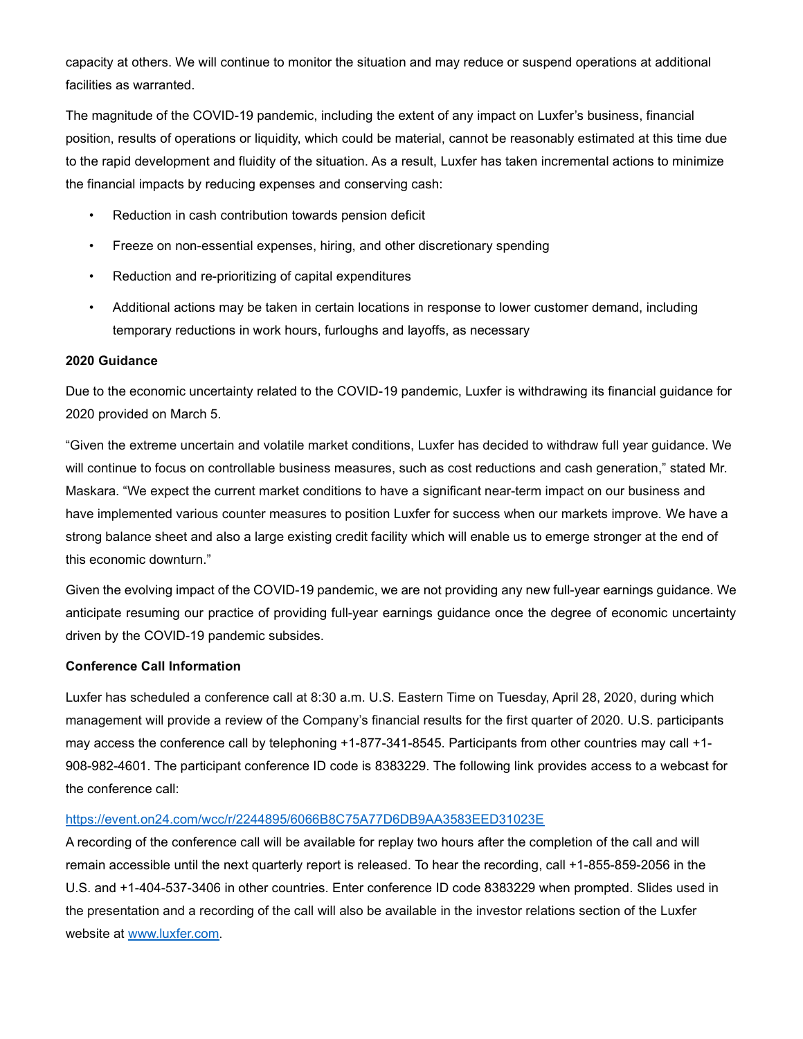capacity at others. We will continue to monitor the situation and may reduce or suspend operations at additional facilities as warranted.

The magnitude of the COVID-19 pandemic, including the extent of any impact on Luxfer's business, financial position, results of operations or liquidity, which could be material, cannot be reasonably estimated at this time due to the rapid development and fluidity of the situation. As a result, Luxfer has taken incremental actions to minimize the financial impacts by reducing expenses and conserving cash:

- Reduction in cash contribution towards pension deficit
- Freeze on non-essential expenses, hiring, and other discretionary spending
- Reduction and re-prioritizing of capital expenditures
- Additional actions may be taken in certain locations in response to lower customer demand, including temporary reductions in work hours, furloughs and layoffs, as necessary

**2020 Guidance**

Due to the economic uncertainty related to the COVID-19 pandemic, Luxfer is withdrawing its financial guidance for 2020 provided on March 5.

"Given the extreme uncertain and volatile market conditions, Luxfer has decided to withdraw full year guidance. We will continue to focus on controllable business measures, such as cost reductions and cash generation," stated Mr. Maskara. "We expect the current market conditions to have a significant near-term impact on our business and have implemented various counter measures to position Luxfer for success when our markets improve. We have a strong balance sheet and also a large existing credit facility which will enable us to emerge stronger at the end of this economic downturn."

Given the evolving impact of the COVID-19 pandemic, we are not providing any new full-year earnings guidance. We anticipate resuming our practice of providing full-year earnings guidance once the degree of economic uncertainty driven by the COVID-19 pandemic subsides.

**Conference Call Information**

Luxfer has scheduled a conference call at 8:30 a.m. U.S. Eastern Time on Tuesday, April 28, 2020, during which management will provide a review of the Company's financial results for the first quarter of 2020. U.S. participants may access the conference call by telephoning +1-877-341-8545. Participants from other countries may call +1-908-982-4601. The participant conference ID code is 8383229. The following link provides access to a webcast for the conference call:

https://event.on24.com/wcc/r/2244895/6066B8C75A77D6DB9AA3583EED31023E

A recording of the conference call will be available for replay two hours after the completion of the call and will remain accessible until the next quarterly report is released. To hear the recording, call +1-855-859-2056 in the U.S. and +1-404-537-3406 in other countries. Enter conference ID code 8383229 when prompted. Slides used in the presentation and a recording of the call will also be available in the investor relations section of the Luxfer website at www.luxfer.com.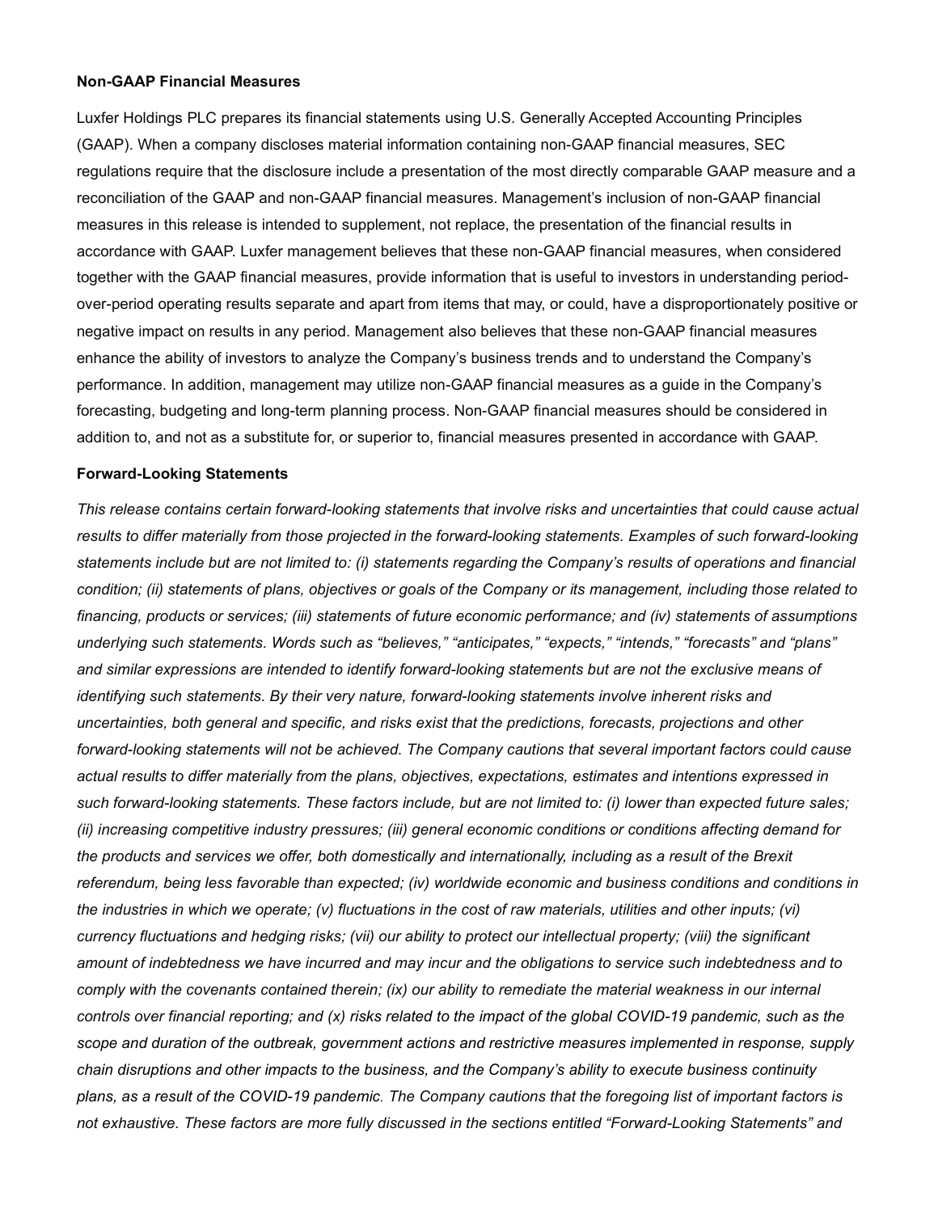**Non-GAAP Financial Measures**

Luxfer Holdings PLC prepares its financial statements using U.S. Generally Accepted Accounting Principles (GAAP). When a company discloses material information containing non-GAAP financial measures, SEC regulations require that the disclosure include a presentation of the most directly comparable GAAP measure and a reconciliation of the GAAP and non-GAAP financial measures. Management's inclusion of non-GAAP financial measures in this release is intended to supplement, not replace, the presentation of the financial results in accordance with GAAP. Luxfer management believes that these non-GAAP financial measures, when considered together with the GAAP financial measures, provide information that is useful to investors in understanding period-over-period operating results separate and apart from items that may, or could, have a disproportionately positive or negative impact on results in any period. Management also believes that these non-GAAP financial measures enhance the ability of investors to analyze the Company's business trends and to understand the Company's performance. In addition, management may utilize non-GAAP financial measures as a guide in the Company's forecasting, budgeting and long-term planning process. Non-GAAP financial measures should be considered in addition to, and not as a substitute for, or superior to, financial measures presented in accordance with GAAP.

**Forward-Looking Statements**

*This release contains certain forward-looking statements that involve risks and uncertainties that could cause actual results to differ materially from those projected in the forward-looking statements. Examples of such forward-looking statements include but are not limited to: (i) statements regarding the Company's results of operations and financial condition; (ii) statements of plans, objectives or goals of the Company or its management, including those related to financing, products or services; (iii) statements of future economic performance; and (iv) statements of assumptions underlying such statements. Words such as "believes," "anticipates," "expects," "intends," "forecasts" and "plans" and similar expressions are intended to identify forward-looking statements but are not the exclusive means of identifying such statements. By their very nature, forward-looking statements involve inherent risks and uncertainties, both general and specific, and risks exist that the predictions, forecasts, projections and other forward-looking statements will not be achieved. The Company cautions that several important factors could cause actual results to differ materially from the plans, objectives, expectations, estimates and intentions expressed in such forward-looking statements. These factors include, but are not limited to: (i) lower than expected future sales; (ii) increasing competitive industry pressures; (iii) general economic conditions or conditions affecting demand for the products and services we offer, both domestically and internationally, including as a result of the Brexit referendum, being less favorable than expected; (iv) worldwide economic and business conditions and conditions in the industries in which we operate; (v) fluctuations in the cost of raw materials, utilities and other inputs; (vi) currency fluctuations and hedging risks; (vii) our ability to protect our intellectual property; (viii) the significant amount of indebtedness we have incurred and may incur and the obligations to service such indebtedness and to comply with the covenants contained therein; (ix) our ability to remediate the material weakness in our internal controls over financial reporting; and (x) risks related to the impact of the global COVID-19 pandemic, such as the scope and duration of the outbreak, government actions and restrictive measures implemented in response, supply chain disruptions and other impacts to the business, and the Company's ability to execute business continuity plans, as a result of the COVID-19 pandemic. The Company cautions that the foregoing list of important factors is not exhaustive. These factors are more fully discussed in the sections entitled "Forward-Looking Statements" and*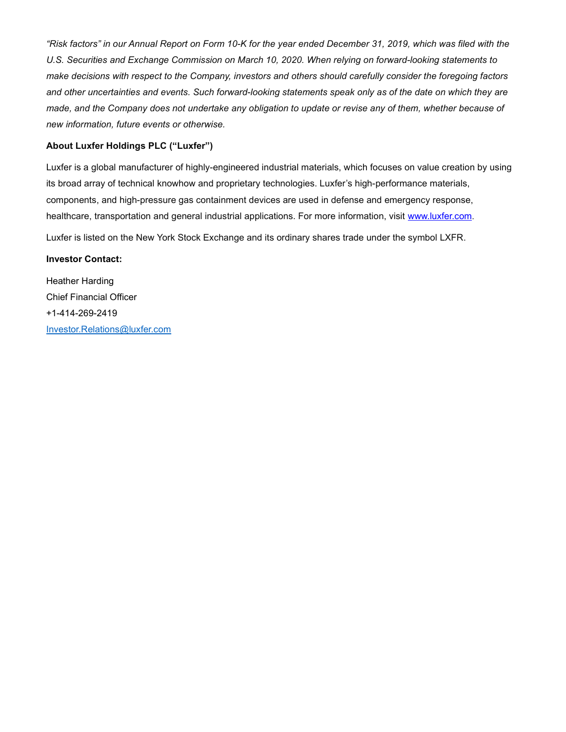*"Risk factors" in our Annual Report on Form 10-K for the year ended December 31, 2019, which was filed with the U.S. Securities and Exchange Commission on March 10, 2020. When relying on forward-looking statements to make decisions with respect to the Company, investors and others should carefully consider the foregoing factors and other uncertainties and events. Such forward-looking statements speak only as of the date on which they are made, and the Company does not undertake any obligation to update or revise any of them, whether because of new information, future events or otherwise.*

**About Luxfer Holdings PLC ("Luxfer")**

Luxfer is a global manufacturer of highly-engineered industrial materials, which focuses on value creation by using its broad array of technical knowhow and proprietary technologies. Luxfer's high-performance materials, components, and high-pressure gas containment devices are used in defense and emergency response, healthcare, transportation and general industrial applications. For more information, visit [www.luxfer.com](www.luxfer.com).

Luxfer is listed on the New York Stock Exchange and its ordinary shares trade under the symbol LXFR.

**Investor Contact:**

Heather Harding
Chief Financial Officer
+1-414-269-2419
[Investor.Relations@luxfer.com](mailto:Investor.Relations@luxfer.com)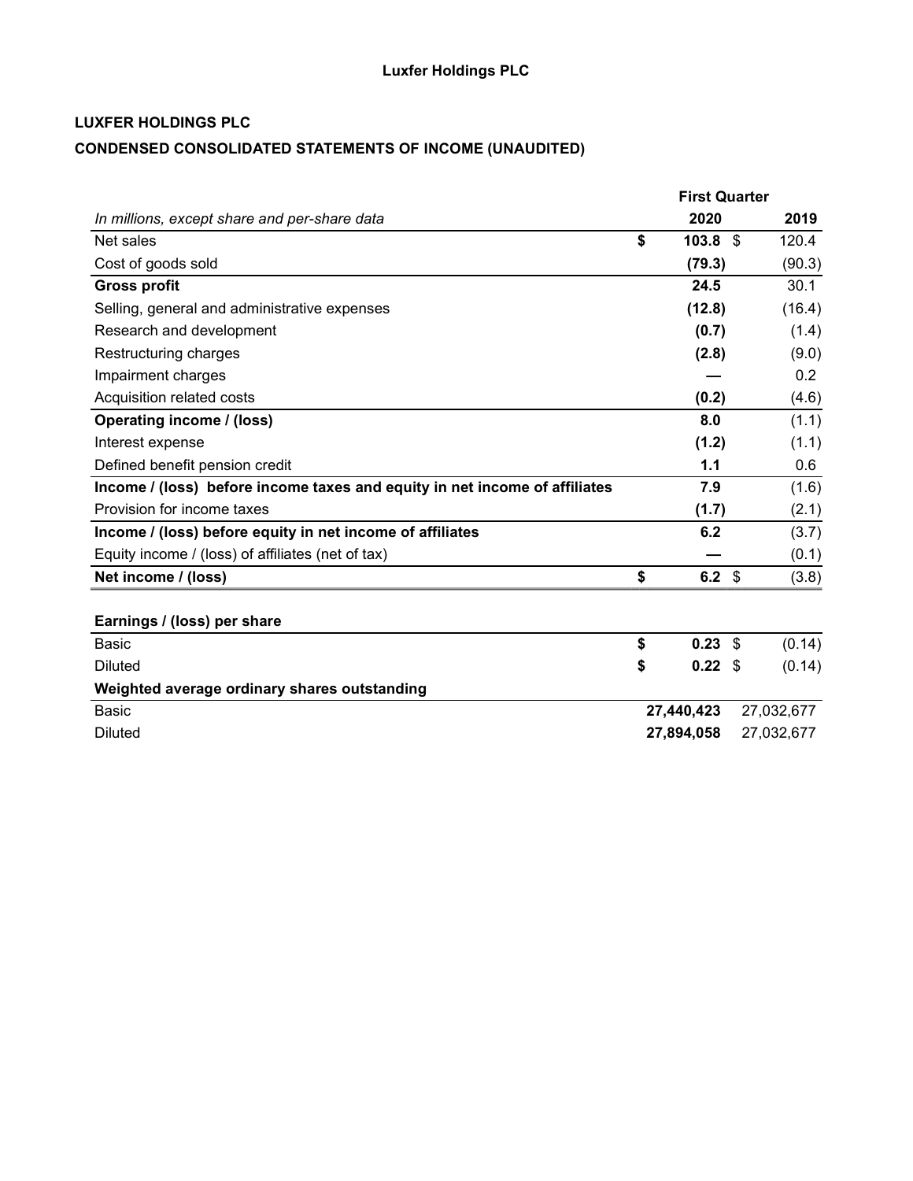**LUXFER HOLDINGS PLC**

**CONDENSED CONSOLIDATED STATEMENTS OF INCOME (UNAUDITED)**

| | First Quarter | |
|---|---|---|
| *In millions, except share and per-share data* | **2020** | **2019** |
| Net sales | **$ 103.8** | $ 120.4 |
| Cost of goods sold | **(79.3)** | (90.3) |
| **Gross profit** | **24.5** | 30.1 |
| Selling, general and administrative expenses | **(12.8)** | (16.4) |
| Research and development | **(0.7)** | (1.4) |
| Restructuring charges | **(2.8)** | (9.0) |
| Impairment charges | **—** | 0.2 |
| Acquisition related costs | **(0.2)** | (4.6) |
| **Operating income / (loss)** | **8.0** | (1.1) |
| Interest expense | **(1.2)** | (1.1) |
| Defined benefit pension credit | **1.1** | 0.6 |
| **Income / (loss) before income taxes and equity in net income of affiliates** | **7.9** | (1.6) |
| Provision for income taxes | **(1.7)** | (2.1) |
| **Income / (loss) before equity in net income of affiliates** | **6.2** | (3.7) |
| Equity income / (loss) of affiliates (net of tax) | **—** | (0.1) |
| **Net income / (loss)** | **$ 6.2** | $ (3.8) |
| | | |
| **Earnings / (loss) per share** | | |
| Basic | **$ 0.23** | $ (0.14) |
| Diluted | **$ 0.22** | $ (0.14) |
| **Weighted average ordinary shares outstanding** | | |
| Basic | **27,440,423** | 27,032,677 |
| Diluted | **27,894,058** | 27,032,677 |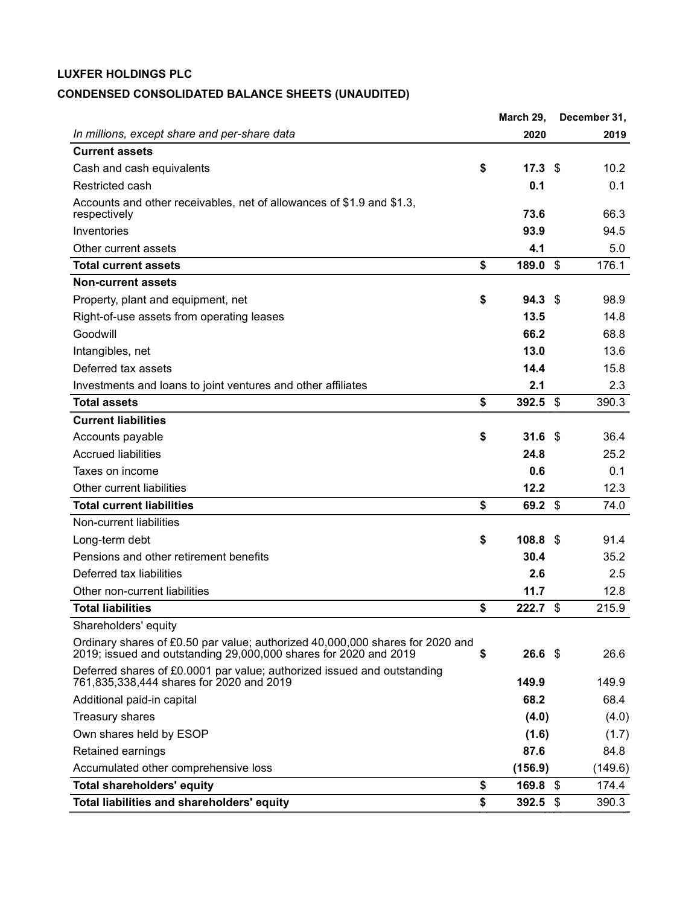**LUXFER HOLDINGS PLC**

**CONDENSED CONSOLIDATED BALANCE SHEETS (UNAUDITED)**

| *In millions, except share and per-share data* | March 29, 2020 | December 31, 2019 |
|---|---|---|
| **Current assets** | | |
| Cash and cash equivalents | **$ 17.3** | $ 10.2 |
| Restricted cash | **0.1** | 0.1 |
| Accounts and other receivables, net of allowances of $1.9 and $1.3, respectively | **73.6** | 66.3 |
| Inventories | **93.9** | 94.5 |
| Other current assets | **4.1** | 5.0 |
| **Total current assets** | **$ 189.0** | $ 176.1 |
| **Non-current assets** | | |
| Property, plant and equipment, net | **$ 94.3** | $ 98.9 |
| Right-of-use assets from operating leases | **13.5** | 14.8 |
| Goodwill | **66.2** | 68.8 |
| Intangibles, net | **13.0** | 13.6 |
| Deferred tax assets | **14.4** | 15.8 |
| Investments and loans to joint ventures and other affiliates | **2.1** | 2.3 |
| **Total assets** | **$ 392.5** | $ 390.3 |
| **Current liabilities** | | |
| Accounts payable | **$ 31.6** | $ 36.4 |
| Accrued liabilities | **24.8** | 25.2 |
| Taxes on income | **0.6** | 0.1 |
| Other current liabilities | **12.2** | 12.3 |
| **Total current liabilities** | **$ 69.2** | $ 74.0 |
| Non-current liabilities | | |
| Long-term debt | **$ 108.8** | $ 91.4 |
| Pensions and other retirement benefits | **30.4** | 35.2 |
| Deferred tax liabilities | **2.6** | 2.5 |
| Other non-current liabilities | **11.7** | 12.8 |
| **Total liabilities** | **$ 222.7** | $ 215.9 |
| Shareholders' equity | | |
| Ordinary shares of £0.50 par value; authorized 40,000,000 shares for 2020 and 2019; issued and outstanding 29,000,000 shares for 2020 and 2019 | **$ 26.6** | $ 26.6 |
| Deferred shares of £0.0001 par value; authorized issued and outstanding 761,835,338,444 shares for 2020 and 2019 | **149.9** | 149.9 |
| Additional paid-in capital | **68.2** | 68.4 |
| Treasury shares | **(4.0)** | (4.0) |
| Own shares held by ESOP | **(1.6)** | (1.7) |
| Retained earnings | **87.6** | 84.8 |
| Accumulated other comprehensive loss | **(156.9)** | (149.6) |
| **Total shareholders' equity** | **$ 169.8** | $ 174.4 |
| **Total liabilities and shareholders' equity** | **$ 392.5** | $ 390.3 |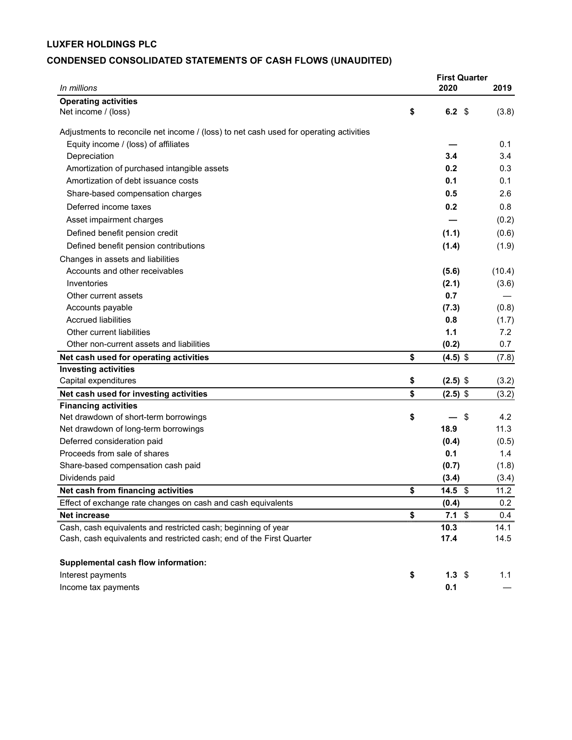**LUXFER HOLDINGS PLC**

**CONDENSED CONSOLIDATED STATEMENTS OF CASH FLOWS (UNAUDITED)**

| *In millions* | First Quarter 2020 | 2019 |
|---|---|---|
| **Operating activities** | | |
| Net income / (loss) | **$ 6.2** | $ (3.8) |
| Adjustments to reconcile net income / (loss) to net cash used for operating activities | | |
| Equity income / (loss) of affiliates | **—** | 0.1 |
| Depreciation | **3.4** | 3.4 |
| Amortization of purchased intangible assets | **0.2** | 0.3 |
| Amortization of debt issuance costs | **0.1** | 0.1 |
| Share-based compensation charges | **0.5** | 2.6 |
| Deferred income taxes | **0.2** | 0.8 |
| Asset impairment charges | **—** | (0.2) |
| Defined benefit pension credit | **(1.1)** | (0.6) |
| Defined benefit pension contributions | **(1.4)** | (1.9) |
| Changes in assets and liabilities | | |
| Accounts and other receivables | **(5.6)** | (10.4) |
| Inventories | **(2.1)** | (3.6) |
| Other current assets | **0.7** | — |
| Accounts payable | **(7.3)** | (0.8) |
| Accrued liabilities | **0.8** | (1.7) |
| Other current liabilities | **1.1** | 7.2 |
| Other non-current assets and liabilities | **(0.2)** | 0.7 |
| **Net cash used for operating activities** | **$ (4.5)** | $ (7.8) |
| **Investing activities** | | |
| Capital expenditures | **$ (2.5)** | $ (3.2) |
| **Net cash used for investing activities** | **$ (2.5)** | $ (3.2) |
| **Financing activities** | | |
| Net drawdown of short-term borrowings | **$ —** | $ 4.2 |
| Net drawdown of long-term borrowings | **18.9** | 11.3 |
| Deferred consideration paid | **(0.4)** | (0.5) |
| Proceeds from sale of shares | **0.1** | 1.4 |
| Share-based compensation cash paid | **(0.7)** | (1.8) |
| Dividends paid | **(3.4)** | (3.4) |
| **Net cash from financing activities** | **$ 14.5** | $ 11.2 |
| Effect of exchange rate changes on cash and cash equivalents | **(0.4)** | 0.2 |
| **Net increase** | **$ 7.1** | $ 0.4 |
| Cash, cash equivalents and restricted cash; beginning of year | **10.3** | 14.1 |
| Cash, cash equivalents and restricted cash; end of the First Quarter | **17.4** | 14.5 |
| | | |
| **Supplemental cash flow information:** | | |
| Interest payments | **$ 1.3** | $ 1.1 |
| Income tax payments | **0.1** | — |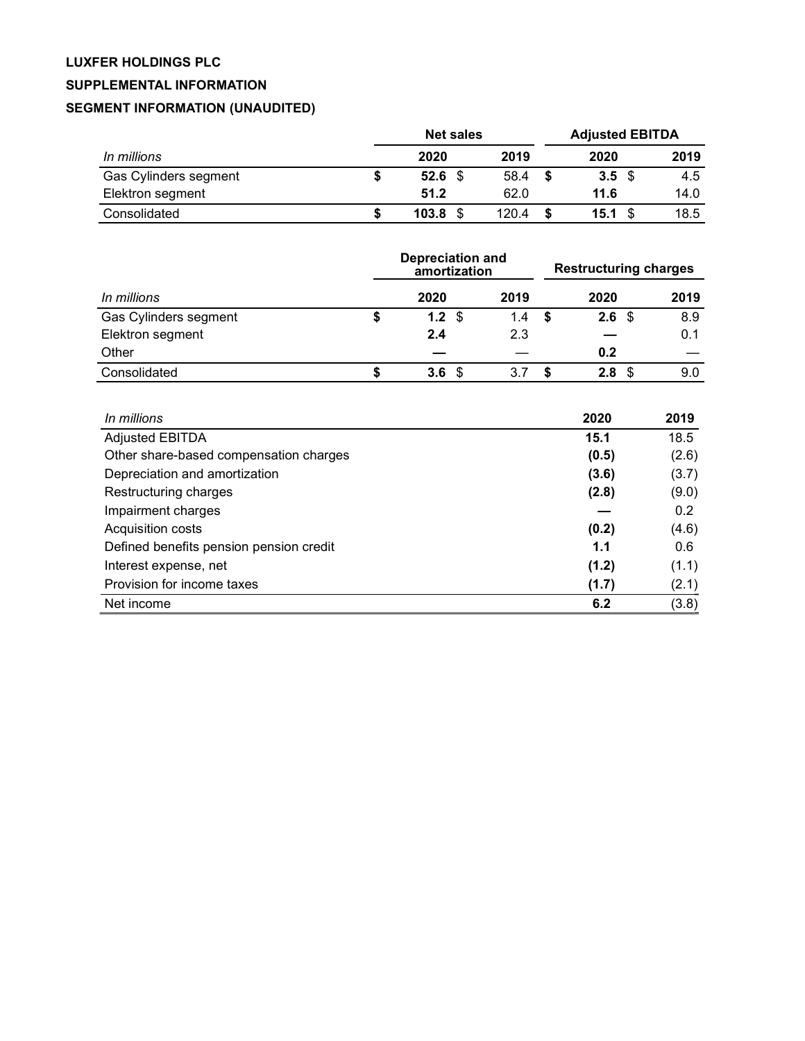**LUXFER HOLDINGS PLC**

**SUPPLEMENTAL INFORMATION**

**SEGMENT INFORMATION (UNAUDITED)**

| | Net sales | | Adjusted EBITDA | |
|---|---|---|---|---|
| *In millions* | **2020** | **2019** | **2020** | **2019** |
| Gas Cylinders segment | **$ 52.6** | $ 58.4 | **$ 3.5** | $ 4.5 |
| Elektron segment | **51.2** | 62.0 | **11.6** | 14.0 |
| Consolidated | **$ 103.8** | $ 120.4 | **$ 15.1** | $ 18.5 |

| | Depreciation and amortization | | Restructuring charges | |
|---|---|---|---|---|
| *In millions* | **2020** | **2019** | **2020** | **2019** |
| Gas Cylinders segment | **$ 1.2** | $ 1.4 | **$ 2.6** | $ 8.9 |
| Elektron segment | **2.4** | 2.3 | **—** | 0.1 |
| Other | **—** | — | **0.2** | — |
| Consolidated | **$ 3.6** | $ 3.7 | **$ 2.8** | $ 9.0 |

| *In millions* | **2020** | **2019** |
|---|---|---|
| Adjusted EBITDA | **15.1** | 18.5 |
| Other share-based compensation charges | **(0.5)** | (2.6) |
| Depreciation and amortization | **(3.6)** | (3.7) |
| Restructuring charges | **(2.8)** | (9.0) |
| Impairment charges | **—** | 0.2 |
| Acquisition costs | **(0.2)** | (4.6) |
| Defined benefits pension pension credit | **1.1** | 0.6 |
| Interest expense, net | **(1.2)** | (1.1) |
| Provision for income taxes | **(1.7)** | (2.1) |
| Net income | **6.2** | (3.8) |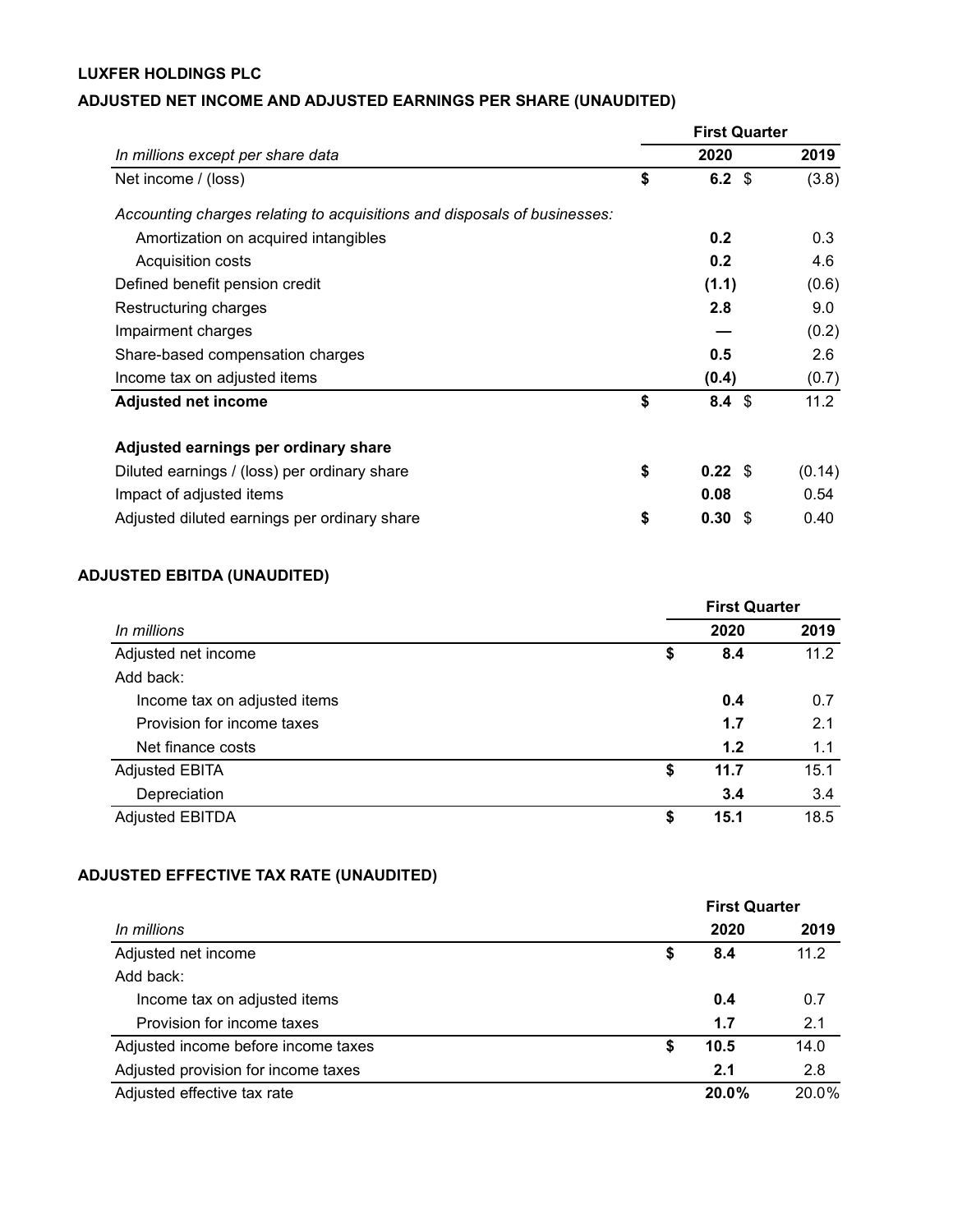**LUXFER HOLDINGS PLC**

**ADJUSTED NET INCOME AND ADJUSTED EARNINGS PER SHARE (UNAUDITED)**

| | First Quarter | |
|---|---|---|
| *In millions except per share data* | **2020** | **2019** |
| Net income / (loss) | **$ 6.2** | $ (3.8) |
| *Accounting charges relating to acquisitions and disposals of businesses:* | | |
| Amortization on acquired intangibles | **0.2** | 0.3 |
| Acquisition costs | **0.2** | 4.6 |
| Defined benefit pension credit | **(1.1)** | (0.6) |
| Restructuring charges | **2.8** | 9.0 |
| Impairment charges | **—** | (0.2) |
| Share-based compensation charges | **0.5** | 2.6 |
| Income tax on adjusted items | **(0.4)** | (0.7) |
| **Adjusted net income** | **$ 8.4** | $ 11.2 |
| **Adjusted earnings per ordinary share** | | |
| Diluted earnings / (loss) per ordinary share | **$ 0.22** | $ (0.14) |
| Impact of adjusted items | **0.08** | 0.54 |
| Adjusted diluted earnings per ordinary share | **$ 0.30** | $ 0.40 |

**ADJUSTED EBITDA (UNAUDITED)**

| | First Quarter | |
|---|---|---|
| *In millions* | **2020** | **2019** |
| Adjusted net income | **$ 8.4** | 11.2 |
| Add back: | | |
| Income tax on adjusted items | **0.4** | 0.7 |
| Provision for income taxes | **1.7** | 2.1 |
| Net finance costs | **1.2** | 1.1 |
| Adjusted EBITA | **$ 11.7** | 15.1 |
| Depreciation | **3.4** | 3.4 |
| Adjusted EBITDA | **$ 15.1** | 18.5 |

**ADJUSTED EFFECTIVE TAX RATE (UNAUDITED)**

| | First Quarter | |
|---|---|---|
| *In millions* | **2020** | **2019** |
| Adjusted net income | **$ 8.4** | 11.2 |
| Add back: | | |
| Income tax on adjusted items | **0.4** | 0.7 |
| Provision for income taxes | **1.7** | 2.1 |
| Adjusted income before income taxes | **$ 10.5** | 14.0 |
| Adjusted provision for income taxes | **2.1** | 2.8 |
| Adjusted effective tax rate | **20.0%** | 20.0% |